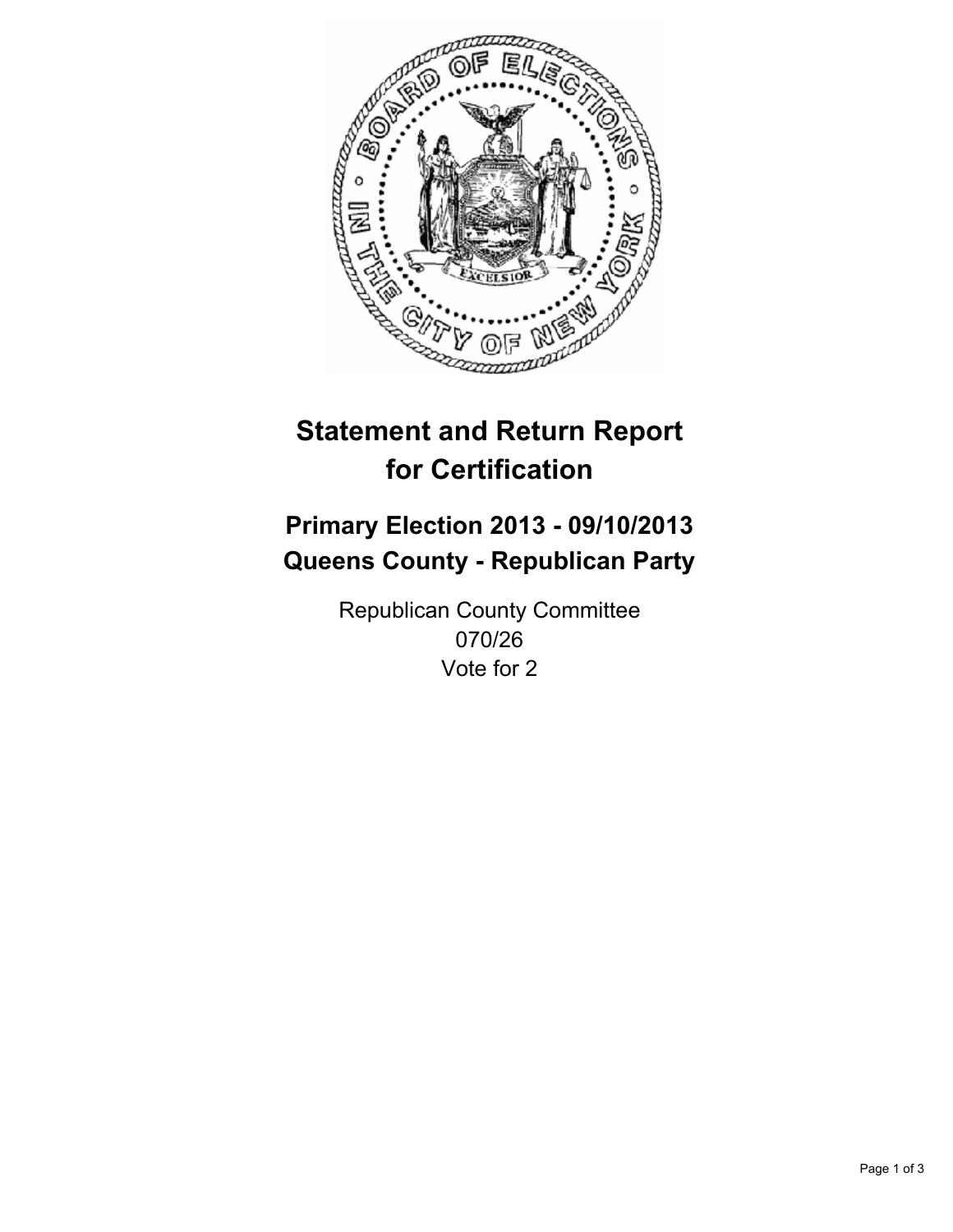# Statement and Return Report for Certification

## Primary Election 2013 - 09/10/2013
## Queens County - Republican Party

Republican County Committee
070/26
Vote for 2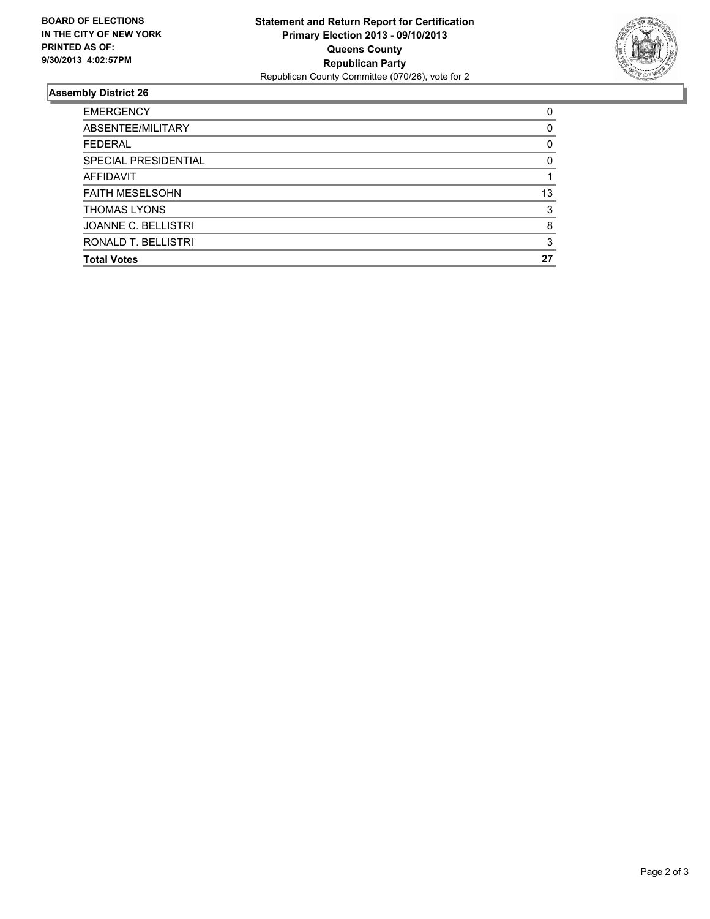**BOARD OF ELECTIONS IN THE CITY OF NEW YORK PRINTED AS OF: 9/30/2013 4:02:57PM**

**Statement and Return Report for Certification**
**Primary Election 2013 - 09/10/2013**
**Queens County**
**Republican Party**
Republican County Committee (070/26), vote for 2

## Assembly District 26

| | |
|---|---|
| EMERGENCY | 0 |
| ABSENTEE/MILITARY | 0 |
| FEDERAL | 0 |
| SPECIAL PRESIDENTIAL | 0 |
| AFFIDAVIT | 1 |
| FAITH MESELSOHN | 13 |
| THOMAS LYONS | 3 |
| JOANNE C. BELLISTRI | 8 |
| RONALD T. BELLISTRI | 3 |
| **Total Votes** | **27** |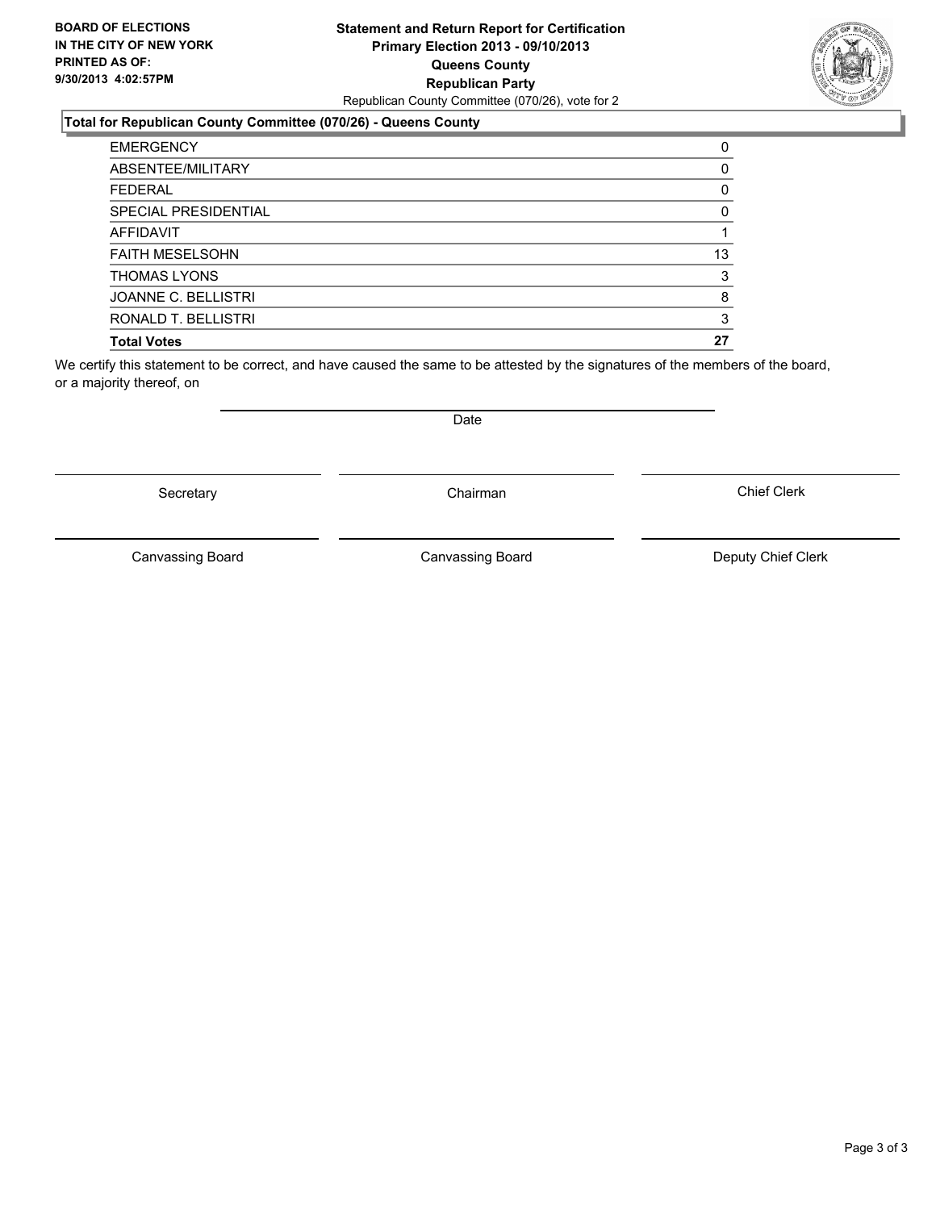**BOARD OF ELECTIONS IN THE CITY OF NEW YORK PRINTED AS OF: 9/30/2013 4:02:57PM**

**Statement and Return Report for Certification**
**Primary Election 2013 - 09/10/2013**
**Queens County**
**Republican Party**
Republican County Committee (070/26), vote for 2

**Total for Republican County Committee (070/26) - Queens County**

| | |
|---|---|
| EMERGENCY | 0 |
| ABSENTEE/MILITARY | 0 |
| FEDERAL | 0 |
| SPECIAL PRESIDENTIAL | 0 |
| AFFIDAVIT | 1 |
| FAITH MESELSOHN | 13 |
| THOMAS LYONS | 3 |
| JOANNE C. BELLISTRI | 8 |
| RONALD T. BELLISTRI | 3 |
| **Total Votes** | **27** |

We certify this statement to be correct, and have caused the same to be attested by the signatures of the members of the board, or a majority thereof, on

Date

Secretary

Chairman

Chief Clerk

Canvassing Board

Canvassing Board

Deputy Chief Clerk